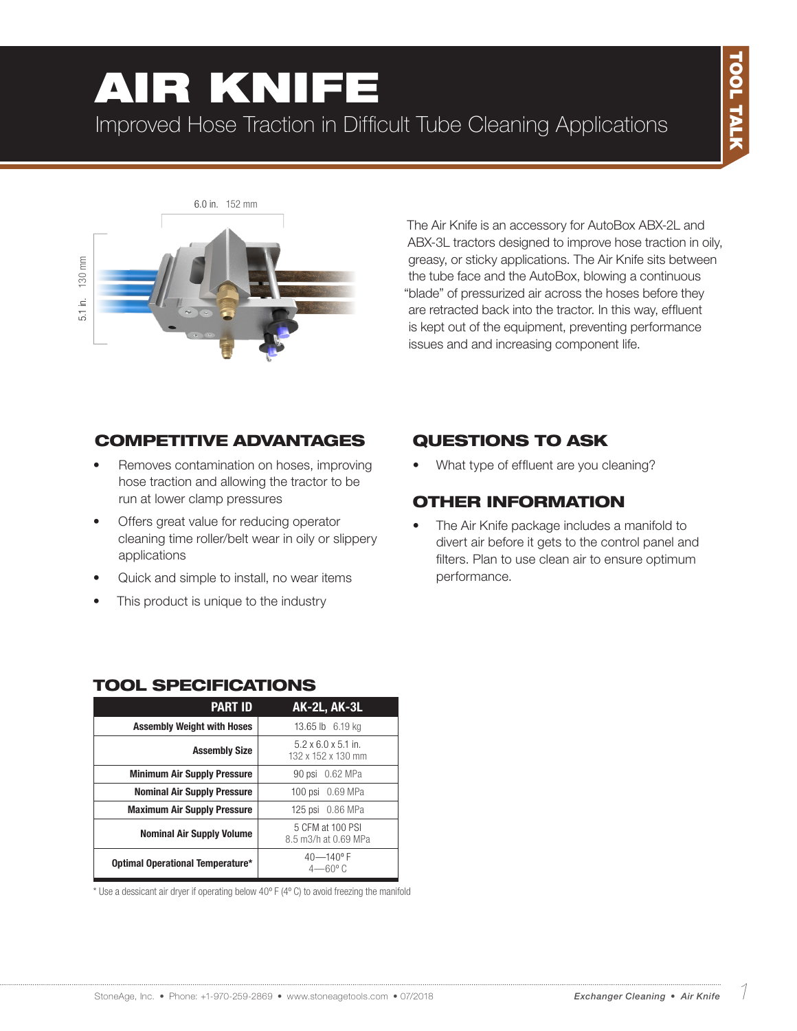# AIR KNIFE

Improved Hose Traction in Difficult Tube Cleaning Applications

TOOL TALK

6.0 in. 152 mm

5.1 in. 130 mm

The Air Knife is an accessory for AutoBox ABX-2L and ABX-3L tractors designed to improve hose traction in oily, greasy, or sticky applications. The Air Knife sits between the tube face and the AutoBox, blowing a continuous "blade" of pressurized air across the hoses before they are retracted back into the tractor. In this way, effluent is kept out of the equipment, preventing performance issues and and increasing component life.

## COMPETITIVE ADVANTAGES

- Removes contamination on hoses, improving hose traction and allowing the tractor to be run at lower clamp pressures
- Offers great value for reducing operator cleaning time roller/belt wear in oily or slippery applications
- Quick and simple to install, no wear items
- This product is unique to the industry

## QUESTIONS TO ASK

- What type of effluent are you cleaning?

## OTHER INFORMATION

- The Air Knife package includes a manifold to divert air before it gets to the control panel and filters. Plan to use clean air to ensure optimum performance.

## TOOL SPECIFICATIONS

| PART ID | AK-2L, AK-3L |
|---|---|
| Assembly Weight with Hoses | 13.65 lb   6.19 kg |
| Assembly Size | 5.2 x 6.0 x 5.1 in.<br>132 x 152 x 130 mm |
| Minimum Air Supply Pressure | 90 psi   0.62 MPa |
| Nominal Air Supply Pressure | 100 psi   0.69 MPa |
| Maximum Air Supply Pressure | 125 psi   0.86 MPa |
| Nominal Air Supply Volume | 5 CFM at 100 PSI<br>8.5 m3/h at 0.69 MPa |
| Optimal Operational Temperature* | 40—140° F<br>4—60° C |

\* Use a dessicant air dryer if operating below 40° F (4° C) to avoid freezing the manifold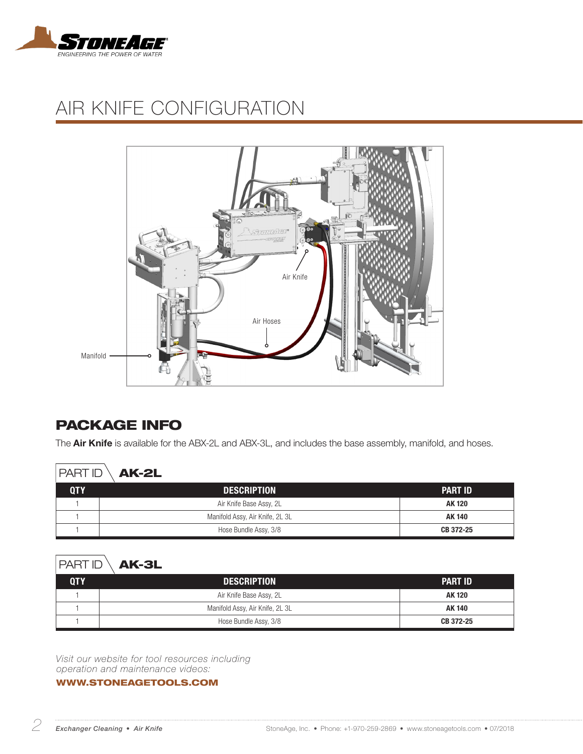# AIR KNIFE CONFIGURATION

Air Knife

Air Hoses

Manifold

## PACKAGE INFO

The **Air Knife** is available for the ABX-2L and ABX-3L, and includes the base assembly, manifold, and hoses.

PART ID **AK-2L**

| QTY | DESCRIPTION | PART ID |
|---|---|---|
| 1 | Air Knife Base Assy, 2L | **AK 120** |
| 1 | Manifold Assy, Air Knife, 2L 3L | **AK 140** |
| 1 | Hose Bundle Assy, 3/8 | **CB 372-25** |

PART ID **AK-3L**

| QTY | DESCRIPTION | PART ID |
|---|---|---|
| 1 | Air Knife Base Assy, 2L | **AK 120** |
| 1 | Manifold Assy, Air Knife, 2L 3L | **AK 140** |
| 1 | Hose Bundle Assy, 3/8 | **CB 372-25** |

*Visit our website for tool resources including operation and maintenance videos:*

**WWW.STONEAGETOOLS.COM**